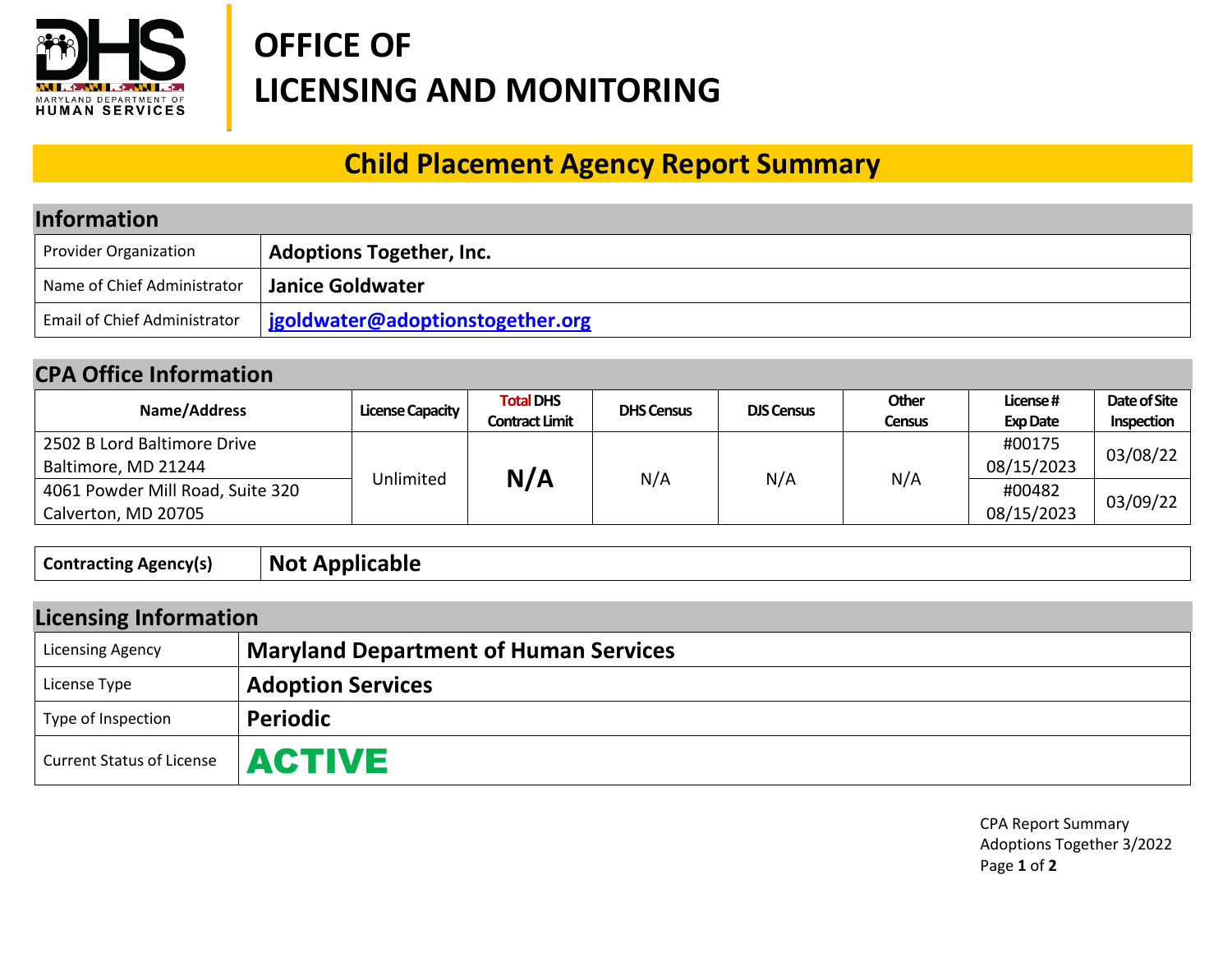# OFFICE OF LICENSING AND MONITORING

## Child Placement Agency Report Summary

### Information

| | |
|---|---|
| Provider Organization | **Adoptions Together, Inc.** |
| Name of Chief Administrator | **Janice Goldwater** |
| Email of Chief Administrator | **jgoldwater@adoptionstogether.org** |

### CPA Office Information

| Name/Address | License Capacity | Total DHS Contract Limit | DHS Census | DJS Census | Other Census | License # Exp Date | Date of Site Inspection |
|---|---|---|---|---|---|---|---|
| 2502 B Lord Baltimore Drive Baltimore, MD 21244 | Unlimited | **N/A** | N/A | N/A | N/A | #00175 08/15/2023 | 03/08/22 |
| 4061 Powder Mill Road, Suite 320 Calverton, MD 20705 | | | | | | #00482 08/15/2023 | 03/09/22 |

| | |
|---|---|
| **Contracting Agency(s)** | **Not Applicable** |

### Licensing Information

| | |
|---|---|
| Licensing Agency | **Maryland Department of Human Services** |
| License Type | **Adoption Services** |
| Type of Inspection | **Periodic** |
| Current Status of License | **ACTIVE** |

CPA Report Summary
Adoptions Together 3/2022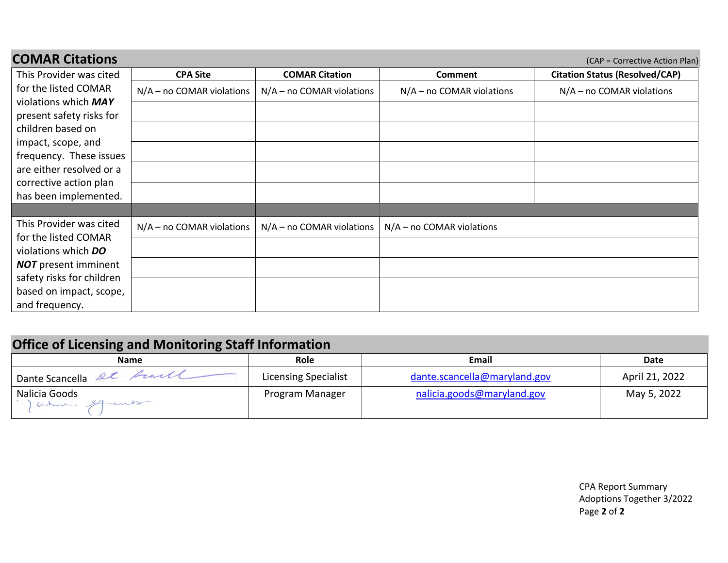## COMAR Citations

(CAP = Corrective Action Plan)

| | CPA Site | COMAR Citation | Comment | Citation Status (Resolved/CAP) |
|---|---|---|---|---|
| This Provider was cited for the listed COMAR violations which ***MAY*** present safety risks for children based on impact, scope, and frequency. These issues are either resolved or a corrective action plan has been implemented. | N/A – no COMAR violations | N/A – no COMAR violations | N/A – no COMAR violations | N/A – no COMAR violations |
| | | | | |
| | | | | |
| | | | | |
| | | | | |
| | | | | |

| | | | |
|---|---|---|---|
| This Provider was cited for the listed COMAR violations which ***DO NOT*** present imminent safety risks for children based on impact, scope, and frequency. | N/A – no COMAR violations | N/A – no COMAR violations | N/A – no COMAR violations |
| | | | |
| | | | |
| | | | |

## Office of Licensing and Monitoring Staff Information

| Name | Role | Email | Date |
|---|---|---|---|
| Dante Scancella | Licensing Specialist | dante.scancella@maryland.gov | April 21, 2022 |
| Nalicia Goods | Program Manager | nalicia.goods@maryland.gov | May 5, 2022 |

CPA Report Summary
Adoptions Together 3/2022